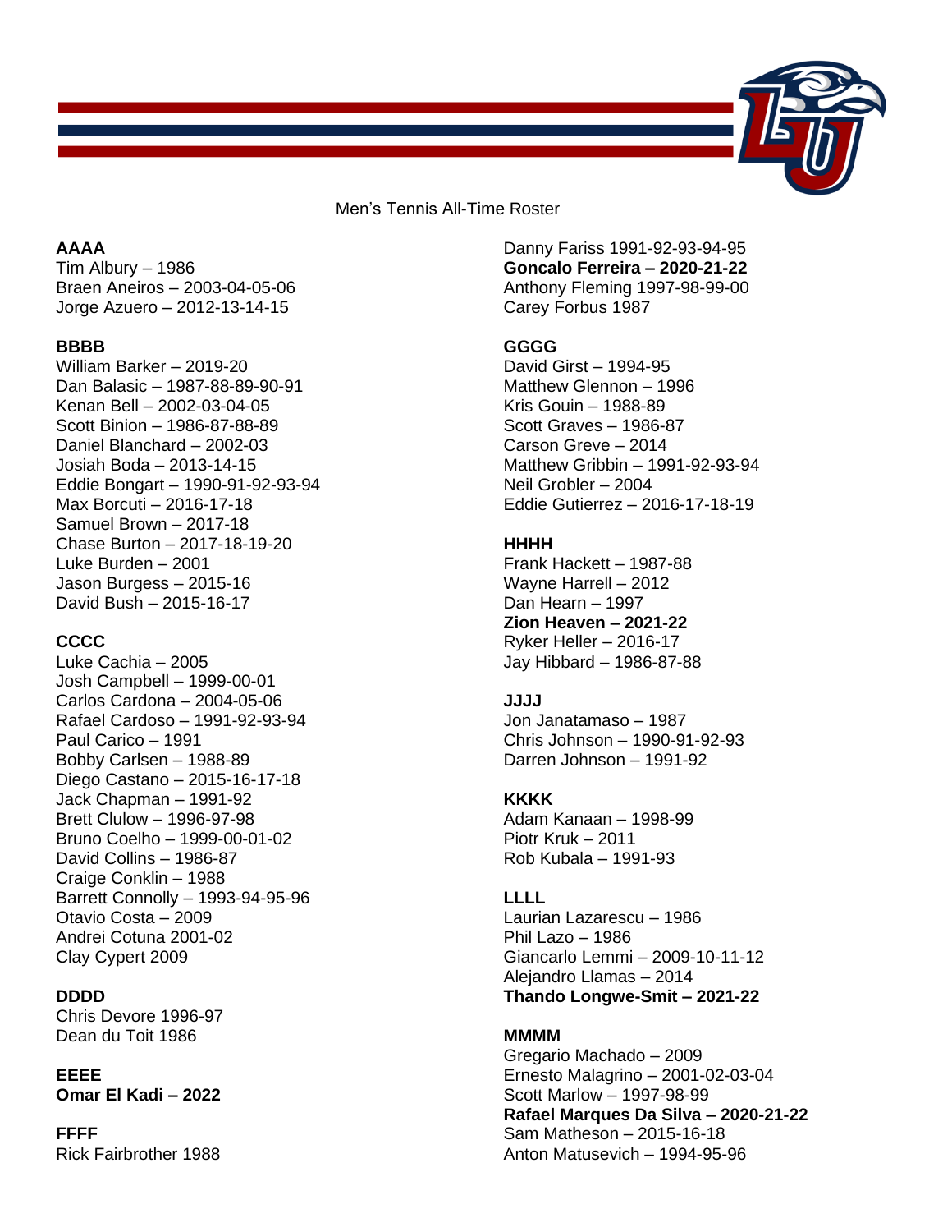Men's Tennis All-Time Roster

**AAAA**
Tim Albury – 1986
Braen Aneiros – 2003-04-05-06
Jorge Azuero – 2012-13-14-15

**BBBB**
William Barker – 2019-20
Dan Balasic – 1987-88-89-90-91
Kenan Bell – 2002-03-04-05
Scott Binion – 1986-87-88-89
Daniel Blanchard – 2002-03
Josiah Boda – 2013-14-15
Eddie Bongart – 1990-91-92-93-94
Max Borcuti – 2016-17-18
Samuel Brown – 2017-18
Chase Burton – 2017-18-19-20
Luke Burden – 2001
Jason Burgess – 2015-16
David Bush – 2015-16-17

**CCCC**
Luke Cachia – 2005
Josh Campbell – 1999-00-01
Carlos Cardona – 2004-05-06
Rafael Cardoso – 1991-92-93-94
Paul Carico – 1991
Bobby Carlsen – 1988-89
Diego Castano – 2015-16-17-18
Jack Chapman – 1991-92
Brett Clulow – 1996-97-98
Bruno Coelho – 1999-00-01-02
David Collins – 1986-87
Craige Conklin – 1988
Barrett Connolly – 1993-94-95-96
Otavio Costa – 2009
Andrei Cotuna 2001-02
Clay Cypert 2009

**DDDD**
Chris Devore 1996-97
Dean du Toit 1986

**EEEE**
**Omar El Kadi – 2022**

**FFFF**
Rick Fairbrother 1988
Danny Fariss 1991-92-93-94-95
**Goncalo Ferreira – 2020-21-22**
Anthony Fleming 1997-98-99-00
Carey Forbus 1987

**GGGG**
David Girst – 1994-95
Matthew Glennon – 1996
Kris Gouin – 1988-89
Scott Graves – 1986-87
Carson Greve – 2014
Matthew Gribbin – 1991-92-93-94
Neil Grobler – 2004
Eddie Gutierrez – 2016-17-18-19

**HHHH**
Frank Hackett – 1987-88
Wayne Harrell – 2012
Dan Hearn – 1997
**Zion Heaven – 2021-22**
Ryker Heller – 2016-17
Jay Hibbard – 1986-87-88

**JJJJ**
Jon Janatamaso – 1987
Chris Johnson – 1990-91-92-93
Darren Johnson – 1991-92

**KKKK**
Adam Kanaan – 1998-99
Piotr Kruk – 2011
Rob Kubala – 1991-93

**LLLL**
Laurian Lazarescu – 1986
Phil Lazo – 1986
Giancarlo Lemmi – 2009-10-11-12
Alejandro Llamas – 2014
**Thando Longwe-Smit – 2021-22**

**MMMM**
Gregario Machado – 2009
Ernesto Malagrino – 2001-02-03-04
Scott Marlow – 1997-98-99
**Rafael Marques Da Silva – 2020-21-22**
Sam Matheson – 2015-16-18
Anton Matusevich – 1994-95-96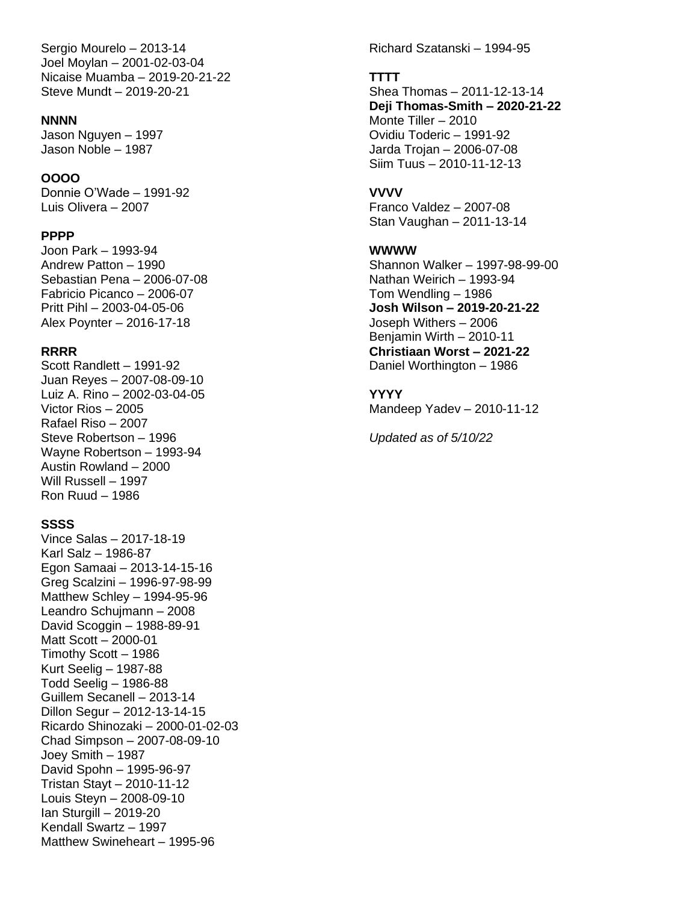Sergio Mourelo – 2013-14
Joel Moylan – 2001-02-03-04
Nicaise Muamba – 2019-20-21-22
Steve Mundt – 2019-20-21

**NNNN**
Jason Nguyen – 1997
Jason Noble – 1987

**OOOO**
Donnie O'Wade – 1991-92
Luis Olivera – 2007

**PPPP**
Joon Park – 1993-94
Andrew Patton – 1990
Sebastian Pena – 2006-07-08
Fabricio Picanco – 2006-07
Pritt Pihl – 2003-04-05-06
Alex Poynter – 2016-17-18

**RRRR**
Scott Randlett – 1991-92
Juan Reyes – 2007-08-09-10
Luiz A. Rino – 2002-03-04-05
Victor Rios – 2005
Rafael Riso – 2007
Steve Robertson – 1996
Wayne Robertson – 1993-94
Austin Rowland – 2000
Will Russell – 1997
Ron Ruud – 1986

**SSSS**
Vince Salas – 2017-18-19
Karl Salz – 1986-87
Egon Samaai – 2013-14-15-16
Greg Scalzini – 1996-97-98-99
Matthew Schley – 1994-95-96
Leandro Schujmann – 2008
David Scoggin – 1988-89-91
Matt Scott – 2000-01
Timothy Scott – 1986
Kurt Seelig – 1987-88
Todd Seelig – 1986-88
Guillem Secanell – 2013-14
Dillon Segur – 2012-13-14-15
Ricardo Shinozaki – 2000-01-02-03
Chad Simpson – 2007-08-09-10
Joey Smith – 1987
David Spohn – 1995-96-97
Tristan Stayt – 2010-11-12
Louis Steyn – 2008-09-10
Ian Sturgill – 2019-20
Kendall Swartz – 1997
Matthew Swineheart – 1995-96
Richard Szatanski – 1994-95

**TTTT**
Shea Thomas – 2011-12-13-14
**Deji Thomas-Smith – 2020-21-22**
Monte Tiller – 2010
Ovidiu Toderic – 1991-92
Jarda Trojan – 2006-07-08
Siim Tuus – 2010-11-12-13

**VVVV**
Franco Valdez – 2007-08
Stan Vaughan – 2011-13-14

**WWWW**
Shannon Walker – 1997-98-99-00
Nathan Weirich – 1993-94
Tom Wendling – 1986
**Josh Wilson – 2019-20-21-22**
Joseph Withers – 2006
Benjamin Wirth – 2010-11
**Christiaan Worst – 2021-22**
Daniel Worthington – 1986

**YYYY**
Mandeep Yadev – 2010-11-12

*Updated as of 5/10/22*